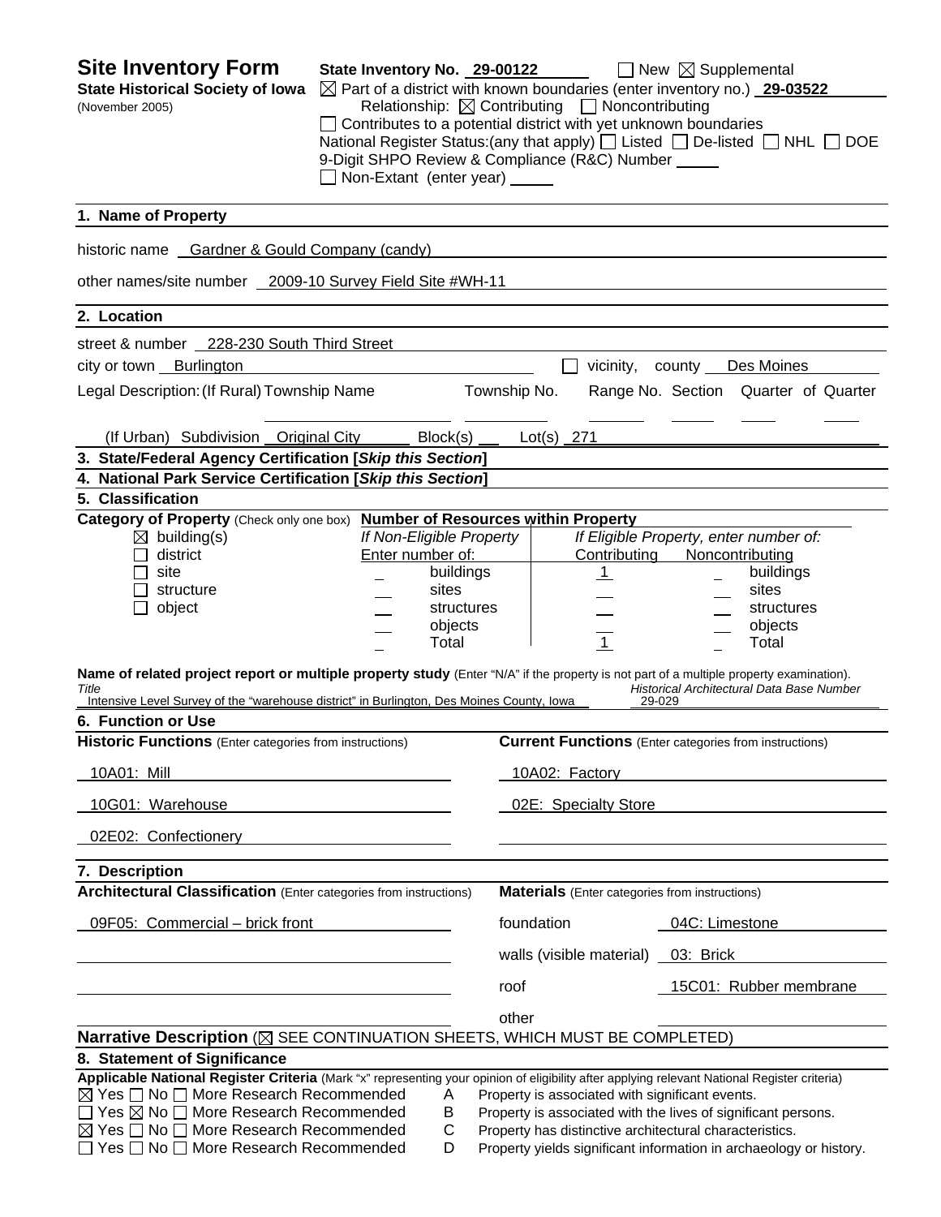# Site Inventory Form

**State Historical Society of Iowa**
(November 2005)

**State Inventory No.** 29-00122 ☐ New ☒ Supplemental
☒ Part of a district with known boundaries (enter inventory no.) **29-03522**
Relationship: ☒ Contributing ☐ Noncontributing
☐ Contributes to a potential district with yet unknown boundaries
National Register Status:(any that apply) ☐ Listed ☐ De-listed ☐ NHL ☐ DOE
9-Digit SHPO Review & Compliance (R&C) Number ____
☐ Non-Extant (enter year) ____

## 1. Name of Property

historic name Gardner & Gould Company (candy)

other names/site number 2009-10 Survey Field Site #WH-11

## 2. Location

street & number 228-230 South Third Street

city or town Burlington ☐ vicinity, county Des Moines

Legal Description: (If Rural) Township Name ____ Township No. ____ Range No. ____ Section ____ Quarter of Quarter ____

(If Urban) Subdivision Original City Block(s) ____ Lot(s) 271

## 3. State/Federal Agency Certification [*Skip this Section*]

## 4. National Park Service Certification [*Skip this Section*]

## 5. Classification

**Category of Property** (Check only one box)

- ☒ building(s)
- ☐ district
- ☐ site
- ☐ structure
- ☐ object

**Number of Resources within Property**

| If Non-Eligible Property Enter number of: | | If Eligible Property, enter number of: Contributing | Noncontributing | |
|---|---|---|---|---|
| _ | buildings | 1 | _ | buildings |
| _ | sites | _ | _ | sites |
| _ | structures | _ | _ | structures |
| _ | objects | _ | _ | objects |
| _ | Total | 1 | _ | Total |

**Name of related project report or multiple property study** (Enter "N/A" if the property is not part of a multiple property examination).

*Title*: Intensive Level Survey of the "warehouse district" in Burlington, Des Moines County, Iowa
*Historical Architectural Data Base Number*: 29-029

## 6. Function or Use

| **Historic Functions** (Enter categories from instructions) | **Current Functions** (Enter categories from instructions) |
|---|---|
| 10A01: Mill | 10A02: Factory |
| 10G01: Warehouse | 02E: Specialty Store |
| 02E02: Confectionery | |

## 7. Description

**Architectural Classification** (Enter categories from instructions)

09F05: Commercial – brick front

**Materials** (Enter categories from instructions)

| | |
|---|---|
| foundation | 04C: Limestone |
| walls (visible material) | 03: Brick |
| roof | 15C01: Rubber membrane |
| other | |

**Narrative Description** (☒ SEE CONTINUATION SHEETS, WHICH MUST BE COMPLETED)

## 8. Statement of Significance

**Applicable National Register Criteria** (Mark "x" representing your opinion of eligibility after applying relevant National Register criteria)

- ☒ Yes ☐ No ☐ More Research Recommended — A — Property is associated with significant events.
- ☐ Yes ☒ No ☐ More Research Recommended — B — Property is associated with the lives of significant persons.
- ☒ Yes ☐ No ☐ More Research Recommended — C — Property has distinctive architectural characteristics.
- ☐ Yes ☐ No ☐ More Research Recommended — D — Property yields significant information in archaeology or history.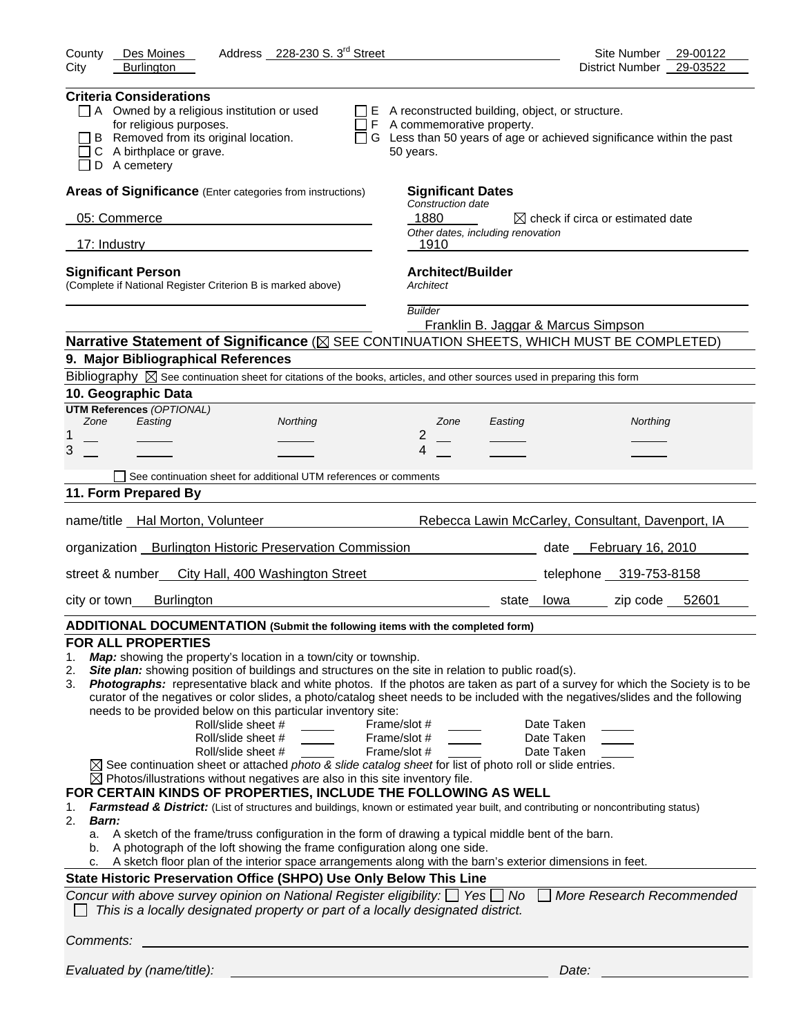County Des Moines Address 228-230 S. 3rd Street Site Number 29-00122
City Burlington District Number 29-03522

**Criteria Considerations**

- ☐ A Owned by a religious institution or used for religious purposes.
- ☐ B Removed from its original location.
- ☐ C A birthplace or grave.
- ☐ D A cemetery
- ☐ E A reconstructed building, object, or structure.
- ☐ F A commemorative property.
- ☐ G Less than 50 years of age or achieved significance within the past 50 years.

**Areas of Significance** (Enter categories from instructions)

05: Commerce

17: Industry

**Significant Dates**

*Construction date*

1880 ☒ check if circa or estimated date

*Other dates, including renovation*

1910

**Significant Person**
(Complete if National Register Criterion B is marked above)

**Architect/Builder**

*Architect*

*Builder*

Franklin B. Jaggar & Marcus Simpson

**Narrative Statement of Significance** (☒ SEE CONTINUATION SHEETS, WHICH MUST BE COMPLETED)

## 9. Major Bibliographical References

Bibliography ☒ See continuation sheet for citations of the books, articles, and other sources used in preparing this form

## 10. Geographic Data

**UTM References** *(OPTIONAL)*

| | Zone | Easting | Northing | | Zone | Easting | Northing |
|---|---|---|---|---|---|---|---|
| 1 | | | | 2 | | | |
| 3 | | | | 4 | | | |

☐ See continuation sheet for additional UTM references or comments

## 11. Form Prepared By

name/title Hal Morton, Volunteer    Rebecca Lawin McCarley, Consultant, Davenport, IA

organization Burlington Historic Preservation Commission    date February 16, 2010

street & number City Hall, 400 Washington Street    telephone 319-753-8158

city or town Burlington    state Iowa    zip code 52601

**ADDITIONAL DOCUMENTATION (Submit the following items with the completed form)**

**FOR ALL PROPERTIES**

1. ***Map:*** showing the property's location in a town/city or township.
2. ***Site plan:*** showing position of buildings and structures on the site in relation to public road(s).
3. ***Photographs:*** representative black and white photos. If the photos are taken as part of a survey for which the Society is to be curator of the negatives or color slides, a photo/catalog sheet needs to be included with the negatives/slides and the following needs to be provided below on this particular inventory site:

| Roll/slide sheet # | Frame/slot # | Date Taken |
|---|---|---|
| Roll/slide sheet # | Frame/slot # | Date Taken |
| Roll/slide sheet # | Frame/slot # | Date Taken |

☒ See continuation sheet or attached *photo & slide catalog sheet* for list of photo roll or slide entries.

☒ Photos/illustrations without negatives are also in this site inventory file.

**FOR CERTAIN KINDS OF PROPERTIES, INCLUDE THE FOLLOWING AS WELL**

1. ***Farmstead & District:*** (List of structures and buildings, known or estimated year built, and contributing or noncontributing status)
2. ***Barn:***
   a. A sketch of the frame/truss configuration in the form of drawing a typical middle bent of the barn.
   b. A photograph of the loft showing the frame configuration along one side.
   c. A sketch floor plan of the interior space arrangements along with the barn's exterior dimensions in feet.

**State Historic Preservation Office (SHPO) Use Only Below This Line**

*Concur with above survey opinion on National Register eligibility:* ☐ *Yes* ☐ *No* ☐ *More Research Recommended*

☐ *This is a locally designated property or part of a locally designated district.*

*Comments:*

*Evaluated by (name/title):*    *Date:*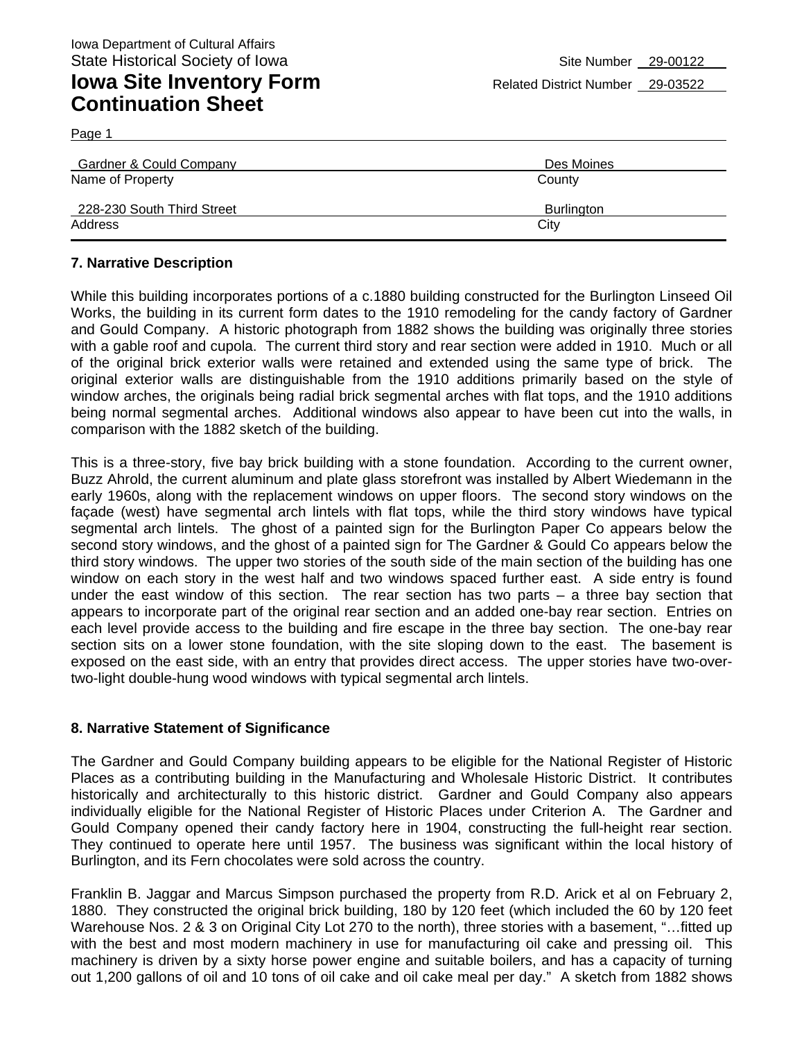Iowa Department of Cultural Affairs
State Historical Society of Iowa

Site Number 29-00122

# Iowa Site Inventory Form Continuation Sheet

Related District Number 29-03522

Page 1

| Gardner & Gould Company | Des Moines |
|---|---|
| Name of Property | County |
| 228-230 South Third Street | Burlington |
| Address | City |

## 7. Narrative Description

While this building incorporates portions of a c.1880 building constructed for the Burlington Linseed Oil Works, the building in its current form dates to the 1910 remodeling for the candy factory of Gardner and Gould Company. A historic photograph from 1882 shows the building was originally three stories with a gable roof and cupola. The current third story and rear section were added in 1910. Much or all of the original brick exterior walls were retained and extended using the same type of brick. The original exterior walls are distinguishable from the 1910 additions primarily based on the style of window arches, the originals being radial brick segmental arches with flat tops, and the 1910 additions being normal segmental arches. Additional windows also appear to have been cut into the walls, in comparison with the 1882 sketch of the building.

This is a three-story, five bay brick building with a stone foundation. According to the current owner, Buzz Ahrold, the current aluminum and plate glass storefront was installed by Albert Wiedemann in the early 1960s, along with the replacement windows on upper floors. The second story windows on the façade (west) have segmental arch lintels with flat tops, while the third story windows have typical segmental arch lintels. The ghost of a painted sign for the Burlington Paper Co appears below the second story windows, and the ghost of a painted sign for The Gardner & Gould Co appears below the third story windows. The upper two stories of the south side of the main section of the building has one window on each story in the west half and two windows spaced further east. A side entry is found under the east window of this section. The rear section has two parts – a three bay section that appears to incorporate part of the original rear section and an added one-bay rear section. Entries on each level provide access to the building and fire escape in the three bay section. The one-bay rear section sits on a lower stone foundation, with the site sloping down to the east. The basement is exposed on the east side, with an entry that provides direct access. The upper stories have two-over-two-light double-hung wood windows with typical segmental arch lintels.

## 8. Narrative Statement of Significance

The Gardner and Gould Company building appears to be eligible for the National Register of Historic Places as a contributing building in the Manufacturing and Wholesale Historic District. It contributes historically and architecturally to this historic district. Gardner and Gould Company also appears individually eligible for the National Register of Historic Places under Criterion A. The Gardner and Gould Company opened their candy factory here in 1904, constructing the full-height rear section. They continued to operate here until 1957. The business was significant within the local history of Burlington, and its Fern chocolates were sold across the country.

Franklin B. Jaggar and Marcus Simpson purchased the property from R.D. Arick et al on February 2, 1880. They constructed the original brick building, 180 by 120 feet (which included the 60 by 120 feet Warehouse Nos. 2 & 3 on Original City Lot 270 to the north), three stories with a basement, "…fitted up with the best and most modern machinery in use for manufacturing oil cake and pressing oil. This machinery is driven by a sixty horse power engine and suitable boilers, and has a capacity of turning out 1,200 gallons of oil and 10 tons of oil cake and oil cake meal per day." A sketch from 1882 shows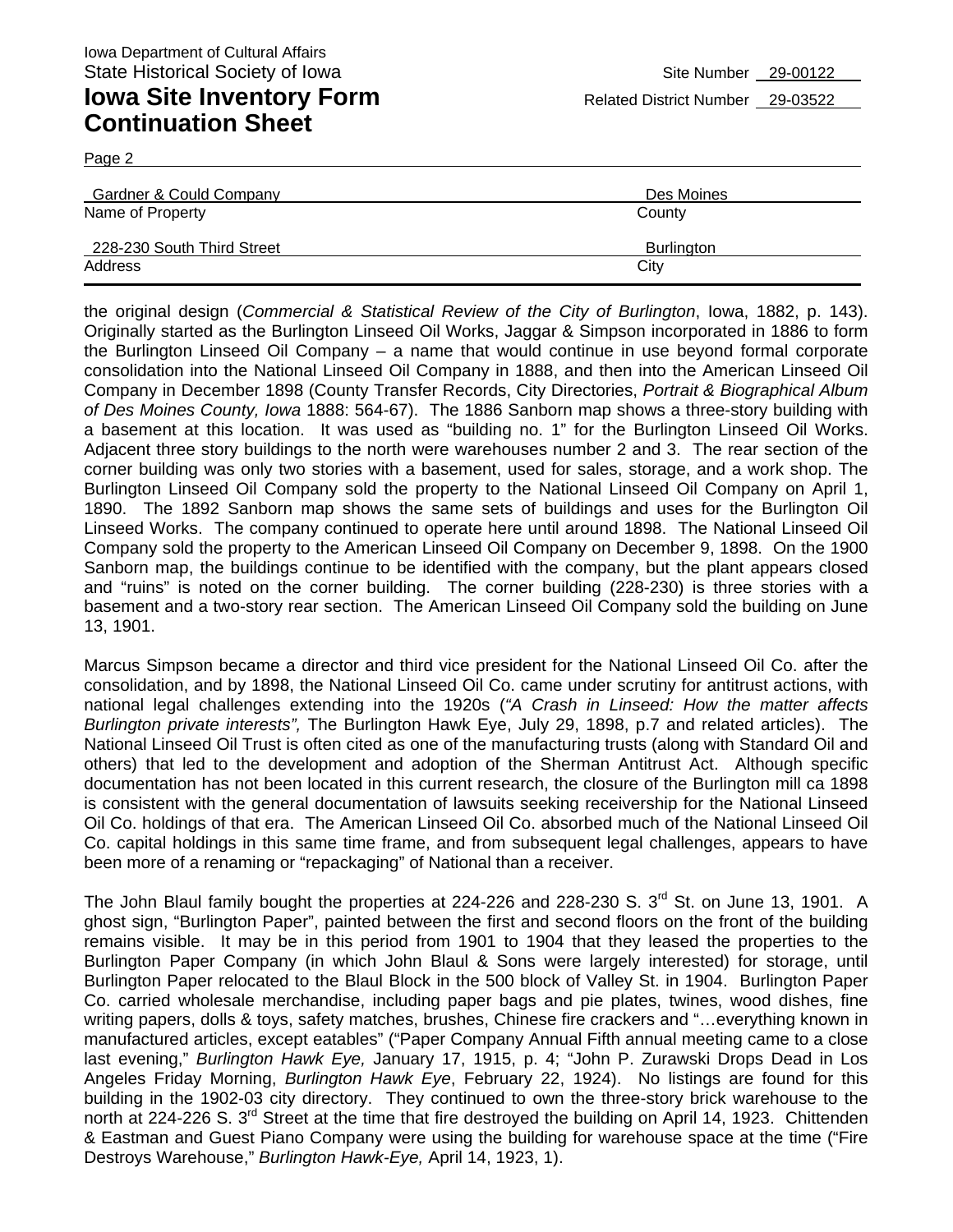Iowa Department of Cultural Affairs
State Historical Society of Iowa

Site Number 29-00122

# Iowa Site Inventory Form Continuation Sheet

Related District Number 29-03522

Page 2

| Gardner & Could Company | Des Moines |
| --- | --- |
| Name of Property | County |
| 228-230 South Third Street | Burlington |
| Address | City |

the original design (*Commercial & Statistical Review of the City of Burlington*, Iowa, 1882, p. 143). Originally started as the Burlington Linseed Oil Works, Jaggar & Simpson incorporated in 1886 to form the Burlington Linseed Oil Company – a name that would continue in use beyond formal corporate consolidation into the National Linseed Oil Company in 1888, and then into the American Linseed Oil Company in December 1898 (County Transfer Records, City Directories, *Portrait & Biographical Album of Des Moines County, Iowa* 1888: 564-67). The 1886 Sanborn map shows a three-story building with a basement at this location. It was used as "building no. 1" for the Burlington Linseed Oil Works. Adjacent three story buildings to the north were warehouses number 2 and 3. The rear section of the corner building was only two stories with a basement, used for sales, storage, and a work shop. The Burlington Linseed Oil Company sold the property to the National Linseed Oil Company on April 1, 1890. The 1892 Sanborn map shows the same sets of buildings and uses for the Burlington Oil Linseed Works. The company continued to operate here until around 1898. The National Linseed Oil Company sold the property to the American Linseed Oil Company on December 9, 1898. On the 1900 Sanborn map, the buildings continue to be identified with the company, but the plant appears closed and "ruins" is noted on the corner building. The corner building (228-230) is three stories with a basement and a two-story rear section. The American Linseed Oil Company sold the building on June 13, 1901.

Marcus Simpson became a director and third vice president for the National Linseed Oil Co. after the consolidation, and by 1898, the National Linseed Oil Co. came under scrutiny for antitrust actions, with national legal challenges extending into the 1920s (*"A Crash in Linseed: How the matter affects Burlington private interests",* The Burlington Hawk Eye, July 29, 1898, p.7 and related articles). The National Linseed Oil Trust is often cited as one of the manufacturing trusts (along with Standard Oil and others) that led to the development and adoption of the Sherman Antitrust Act. Although specific documentation has not been located in this current research, the closure of the Burlington mill ca 1898 is consistent with the general documentation of lawsuits seeking receivership for the National Linseed Oil Co. holdings of that era. The American Linseed Oil Co. absorbed much of the National Linseed Oil Co. capital holdings in this same time frame, and from subsequent legal challenges, appears to have been more of a renaming or "repackaging" of National than a receiver.

The John Blaul family bought the properties at 224-226 and 228-230 S. 3rd St. on June 13, 1901. A ghost sign, "Burlington Paper", painted between the first and second floors on the front of the building remains visible. It may be in this period from 1901 to 1904 that they leased the properties to the Burlington Paper Company (in which John Blaul & Sons were largely interested) for storage, until Burlington Paper relocated to the Blaul Block in the 500 block of Valley St. in 1904. Burlington Paper Co. carried wholesale merchandise, including paper bags and pie plates, twines, wood dishes, fine writing papers, dolls & toys, safety matches, brushes, Chinese fire crackers and "…everything known in manufactured articles, except eatables" ("Paper Company Annual Fifth annual meeting came to a close last evening," *Burlington Hawk Eye,* January 17, 1915, p. 4; "John P. Zurawski Drops Dead in Los Angeles Friday Morning, *Burlington Hawk Eye*, February 22, 1924). No listings are found for this building in the 1902-03 city directory. They continued to own the three-story brick warehouse to the north at 224-226 S. 3rd Street at the time that fire destroyed the building on April 14, 1923. Chittenden & Eastman and Guest Piano Company were using the building for warehouse space at the time ("Fire Destroys Warehouse," *Burlington Hawk-Eye,* April 14, 1923, 1).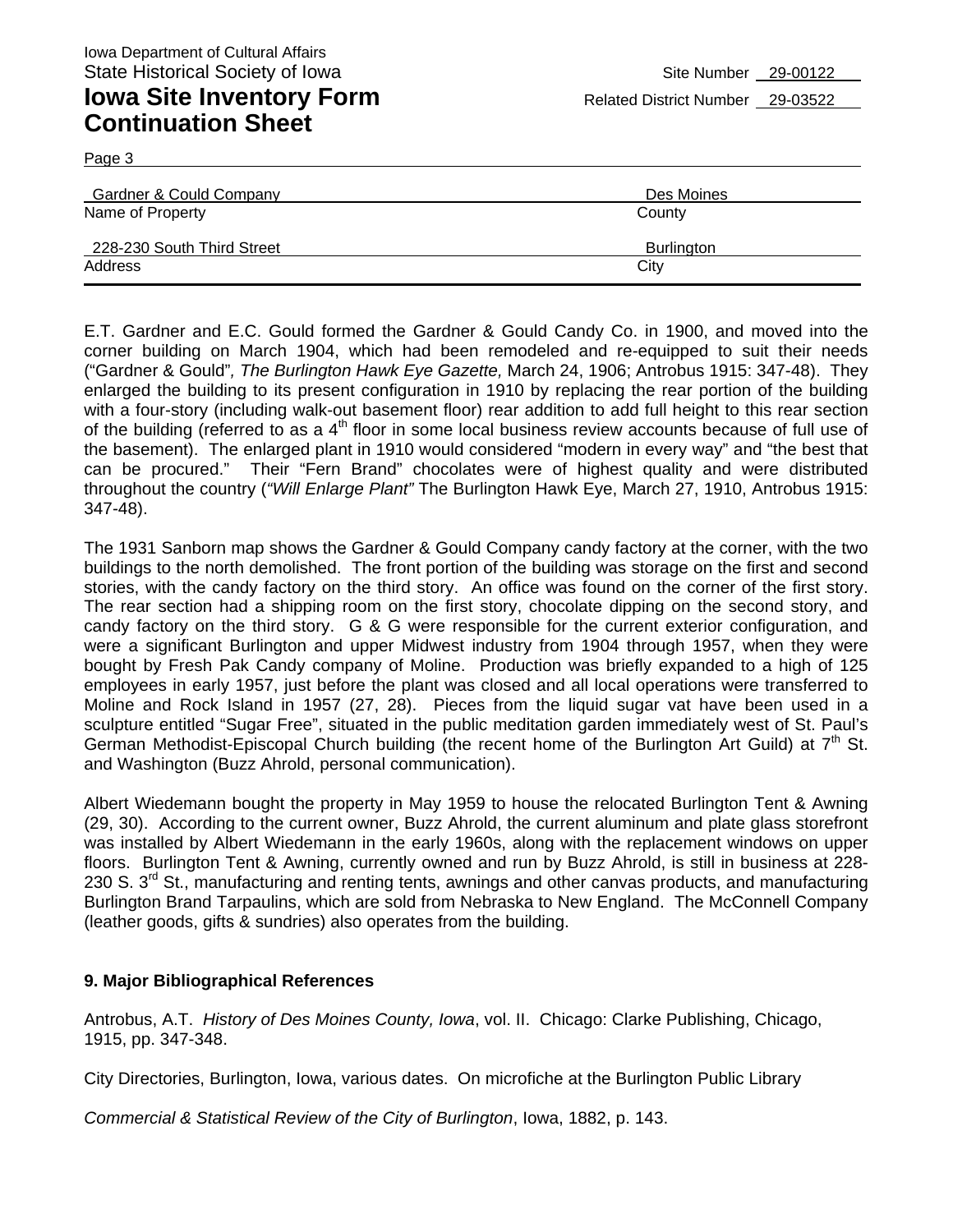Iowa Department of Cultural Affairs
State Historical Society of Iowa

Site Number 29-00122

# Iowa Site Inventory Form Continuation Sheet

Related District Number 29-03522

| Gardner & Could Company | Des Moines |
|---|---|
| Name of Property | County |
| 228-230 South Third Street | Burlington |
| Address | City |

E.T. Gardner and E.C. Gould formed the Gardner & Gould Candy Co. in 1900, and moved into the corner building on March 1904, which had been remodeled and re-equipped to suit their needs ("Gardner & Gould"*, The Burlington Hawk Eye Gazette,* March 24, 1906; Antrobus 1915: 347-48). They enlarged the building to its present configuration in 1910 by replacing the rear portion of the building with a four-story (including walk-out basement floor) rear addition to add full height to this rear section of the building (referred to as a 4th floor in some local business review accounts because of full use of the basement). The enlarged plant in 1910 would considered "modern in every way" and "the best that can be procured." Their "Fern Brand" chocolates were of highest quality and were distributed throughout the country (*"Will Enlarge Plant"* The Burlington Hawk Eye, March 27, 1910, Antrobus 1915: 347-48).

The 1931 Sanborn map shows the Gardner & Gould Company candy factory at the corner, with the two buildings to the north demolished. The front portion of the building was storage on the first and second stories, with the candy factory on the third story. An office was found on the corner of the first story. The rear section had a shipping room on the first story, chocolate dipping on the second story, and candy factory on the third story. G & G were responsible for the current exterior configuration, and were a significant Burlington and upper Midwest industry from 1904 through 1957, when they were bought by Fresh Pak Candy company of Moline. Production was briefly expanded to a high of 125 employees in early 1957, just before the plant was closed and all local operations were transferred to Moline and Rock Island in 1957 (27, 28). Pieces from the liquid sugar vat have been used in a sculpture entitled "Sugar Free", situated in the public meditation garden immediately west of St. Paul's German Methodist-Episcopal Church building (the recent home of the Burlington Art Guild) at 7th St. and Washington (Buzz Ahrold, personal communication).

Albert Wiedemann bought the property in May 1959 to house the relocated Burlington Tent & Awning (29, 30). According to the current owner, Buzz Ahrold, the current aluminum and plate glass storefront was installed by Albert Wiedemann in the early 1960s, along with the replacement windows on upper floors. Burlington Tent & Awning, currently owned and run by Buzz Ahrold, is still in business at 228-230 S. 3rd St., manufacturing and renting tents, awnings and other canvas products, and manufacturing Burlington Brand Tarpaulins, which are sold from Nebraska to New England. The McConnell Company (leather goods, gifts & sundries) also operates from the building.

**9. Major Bibliographical References**

Antrobus, A.T. *History of Des Moines County, Iowa*, vol. II. Chicago: Clarke Publishing, Chicago, 1915, pp. 347-348.

City Directories, Burlington, Iowa, various dates. On microfiche at the Burlington Public Library

*Commercial & Statistical Review of the City of Burlington*, Iowa, 1882, p. 143.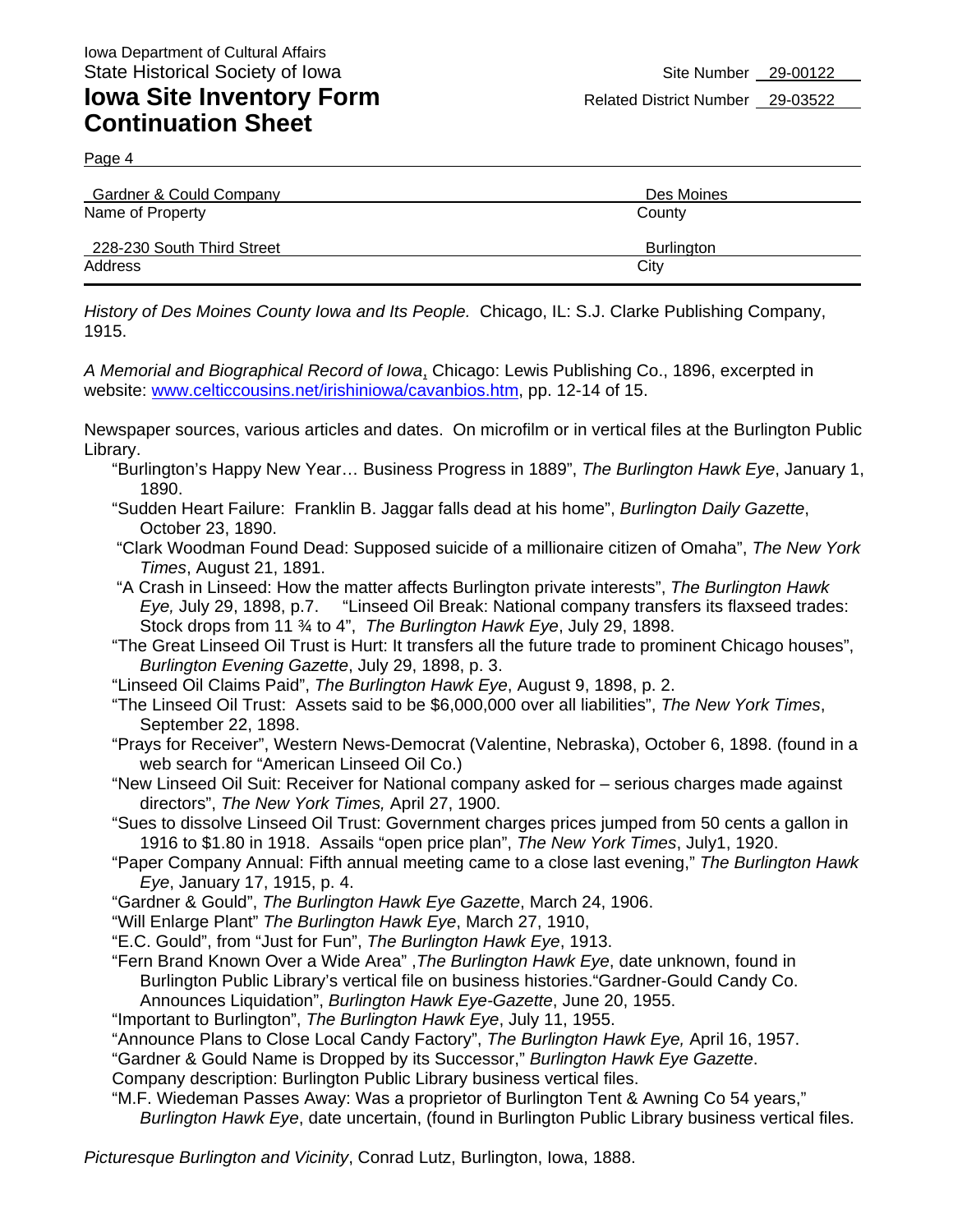Iowa Department of Cultural Affairs
State Historical Society of Iowa

Site Number 29-00122

# Iowa Site Inventory Form Continuation Sheet

Related District Number 29-03522

Page 4

| Gardner & Could Company | Des Moines |
|---|---|
| Name of Property | County |
| 228-230 South Third Street | Burlington |
| Address | City |

*History of Des Moines County Iowa and Its People.* Chicago, IL: S.J. Clarke Publishing Company, 1915.

*A Memorial and Biographical Record of Iowa*, Chicago: Lewis Publishing Co., 1896, excerpted in website: www.celticcousins.net/irishiniowa/cavanbios.htm, pp. 12-14 of 15.

Newspaper sources, various articles and dates. On microfilm or in vertical files at the Burlington Public Library.

- "Burlington's Happy New Year… Business Progress in 1889", *The Burlington Hawk Eye*, January 1, 1890.
- "Sudden Heart Failure: Franklin B. Jaggar falls dead at his home", *Burlington Daily Gazette*, October 23, 1890.
- "Clark Woodman Found Dead: Supposed suicide of a millionaire citizen of Omaha", *The New York Times*, August 21, 1891.
- "A Crash in Linseed: How the matter affects Burlington private interests", *The Burlington Hawk Eye,* July 29, 1898, p.7. "Linseed Oil Break: National company transfers its flaxseed trades: Stock drops from 11 ¾ to 4", *The Burlington Hawk Eye*, July 29, 1898.
- "The Great Linseed Oil Trust is Hurt: It transfers all the future trade to prominent Chicago houses", *Burlington Evening Gazette*, July 29, 1898, p. 3.
- "Linseed Oil Claims Paid", *The Burlington Hawk Eye*, August 9, 1898, p. 2.
- "The Linseed Oil Trust: Assets said to be $6,000,000 over all liabilities", *The New York Times*, September 22, 1898.
- "Prays for Receiver", Western News-Democrat (Valentine, Nebraska), October 6, 1898. (found in a web search for "American Linseed Oil Co.)
- "New Linseed Oil Suit: Receiver for National company asked for – serious charges made against directors", *The New York Times,* April 27, 1900.
- "Sues to dissolve Linseed Oil Trust: Government charges prices jumped from 50 cents a gallon in 1916 to $1.80 in 1918. Assails "open price plan", *The New York Times*, July1, 1920.
- "Paper Company Annual: Fifth annual meeting came to a close last evening," *The Burlington Hawk Eye*, January 17, 1915, p. 4.
- "Gardner & Gould", *The Burlington Hawk Eye Gazette*, March 24, 1906.
- "Will Enlarge Plant" *The Burlington Hawk Eye*, March 27, 1910,
- "E.C. Gould", from "Just for Fun", *The Burlington Hawk Eye*, 1913.
- "Fern Brand Known Over a Wide Area" ,*The Burlington Hawk Eye*, date unknown, found in Burlington Public Library's vertical file on business histories."Gardner-Gould Candy Co. Announces Liquidation", *Burlington Hawk Eye-Gazette*, June 20, 1955.
- "Important to Burlington", *The Burlington Hawk Eye*, July 11, 1955.
- "Announce Plans to Close Local Candy Factory", *The Burlington Hawk Eye,* April 16, 1957.
- "Gardner & Gould Name is Dropped by its Successor," *Burlington Hawk Eye Gazette*.
- Company description: Burlington Public Library business vertical files.
- "M.F. Wiedeman Passes Away: Was a proprietor of Burlington Tent & Awning Co 54 years," *Burlington Hawk Eye*, date uncertain, (found in Burlington Public Library business vertical files.

*Picturesque Burlington and Vicinity*, Conrad Lutz, Burlington, Iowa, 1888.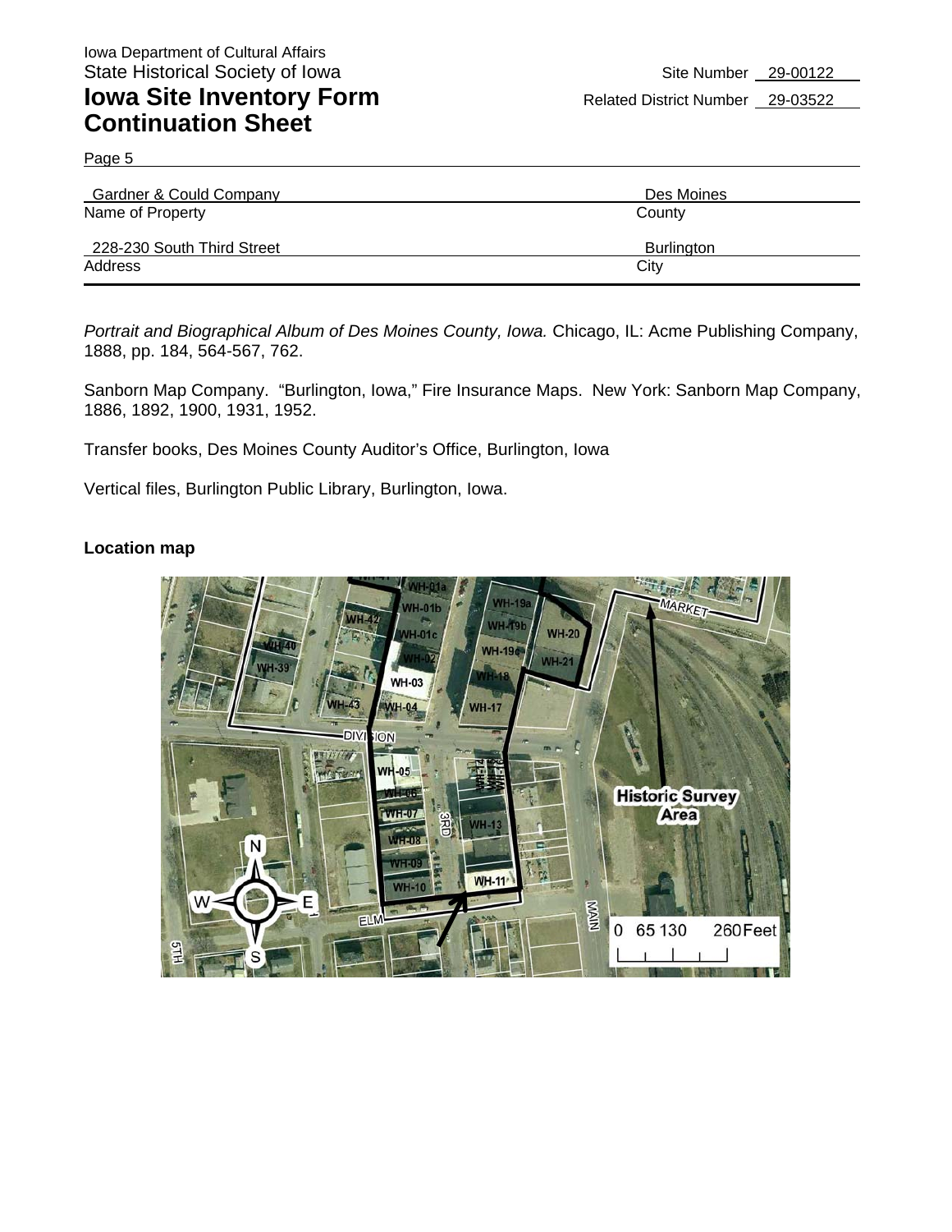Gardner & Could Company | Des Moines
Name of Property | County

228-230 South Third Street | Burlington
Address | City

*Portrait and Biographical Album of Des Moines County, Iowa.* Chicago, IL: Acme Publishing Company, 1888, pp. 184, 564-567, 762.

Sanborn Map Company. "Burlington, Iowa," Fire Insurance Maps. New York: Sanborn Map Company, 1886, 1892, 1900, 1931, 1952.

Transfer books, Des Moines County Auditor's Office, Burlington, Iowa

Vertical files, Burlington Public Library, Burlington, Iowa.

**Location map**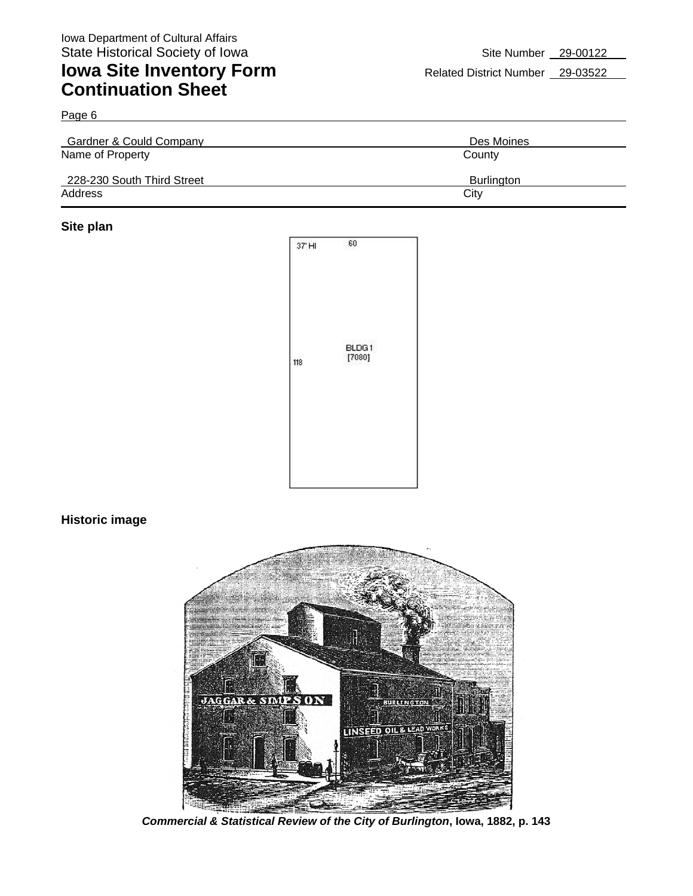Iowa Department of Cultural Affairs
State Historical Society of Iowa

# Iowa Site Inventory Form Continuation Sheet

Site Number 29-00122
Related District Number 29-03522

Page 6

| Gardner & Could Company | Des Moines |
|---|---|
| Name of Property | County |
| 228-230 South Third Street | Burlington |
| Address | City |

**Site plan**

37' HI
60
BLDG 1
[7080]
118

**Historic image**

***Commercial & Statistical Review of the City of Burlington*, Iowa, 1882, p. 143**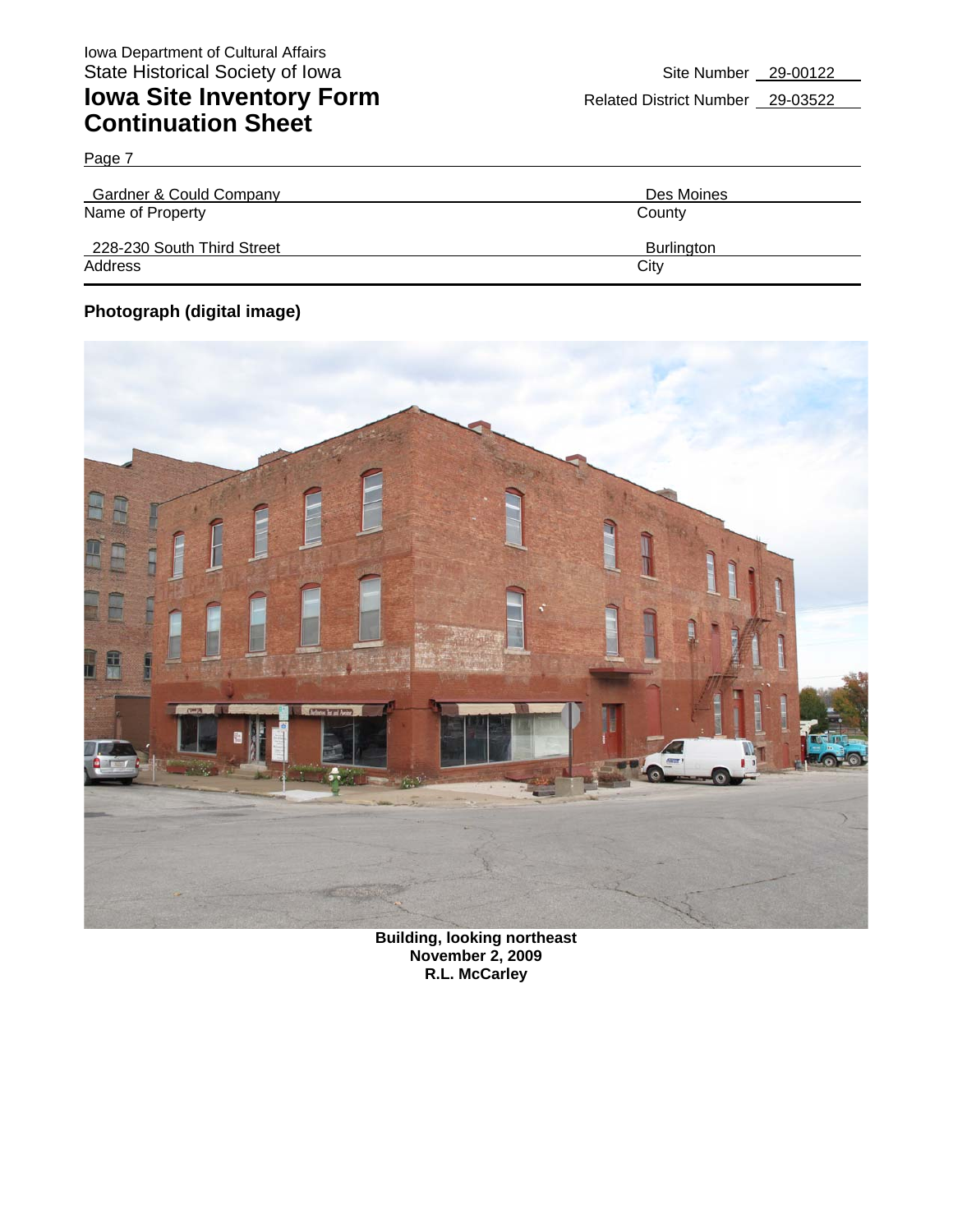Iowa Department of Cultural Affairs
State Historical Society of Iowa

# Iowa Site Inventory Form Continuation Sheet

Site Number 29-00122

Related District Number 29-03522

Page 7

| Gardner & Could Company | Des Moines |
|---|---|
| Name of Property | County |
| 228-230 South Third Street | Burlington |
| Address | City |

**Photograph (digital image)**

**Building, looking northeast**
**November 2, 2009**
**R.L. McCarley**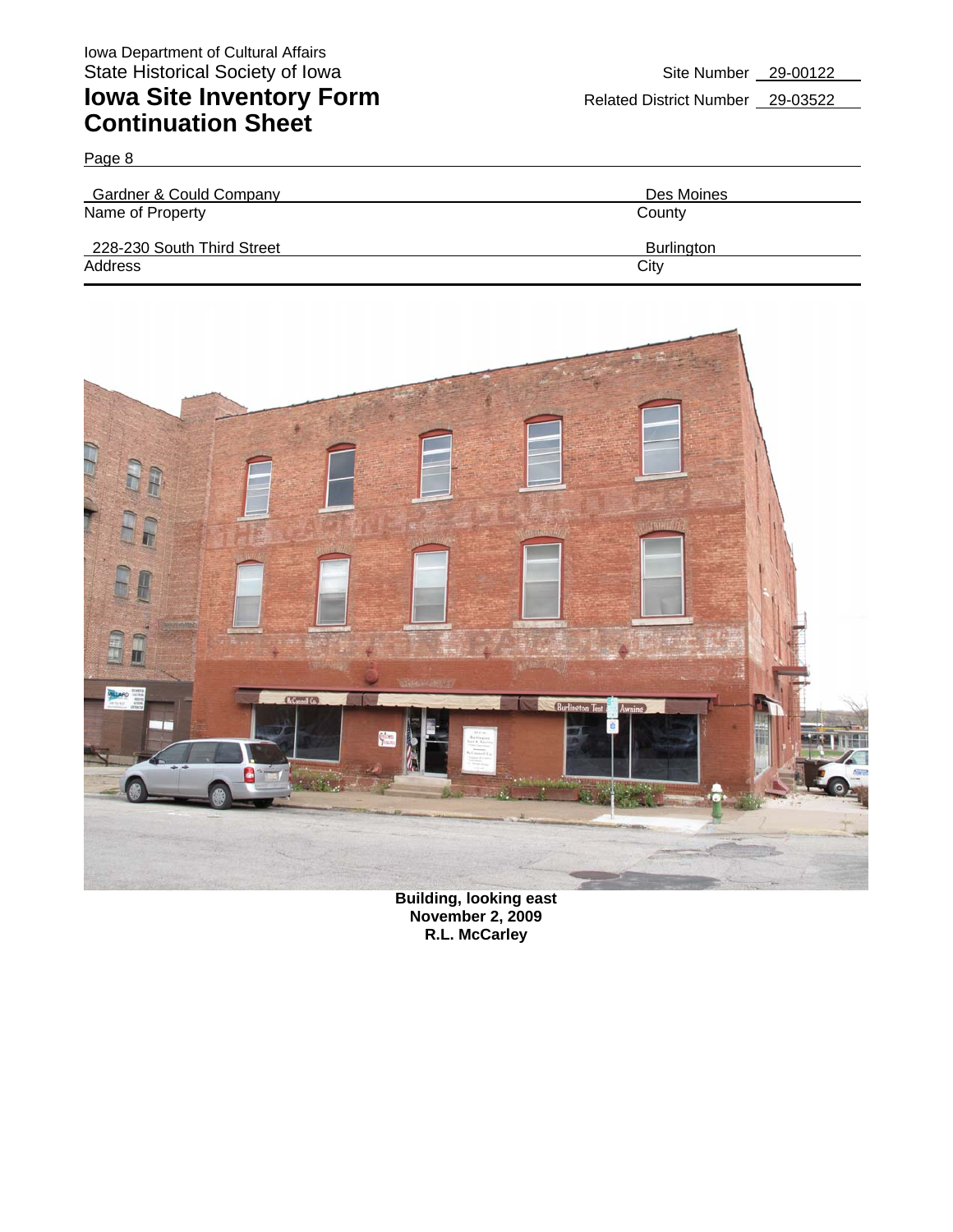Iowa Department of Cultural Affairs
State Historical Society of Iowa

# Iowa Site Inventory Form Continuation Sheet

Site Number 29-00122

Related District Number 29-03522

Page 8

| Gardner & Could Company | Des Moines |
|---|---|
| Name of Property | County |
| 228-230 South Third Street | Burlington |
| Address | City |

**Building, looking east**
**November 2, 2009**
**R.L. McCarley**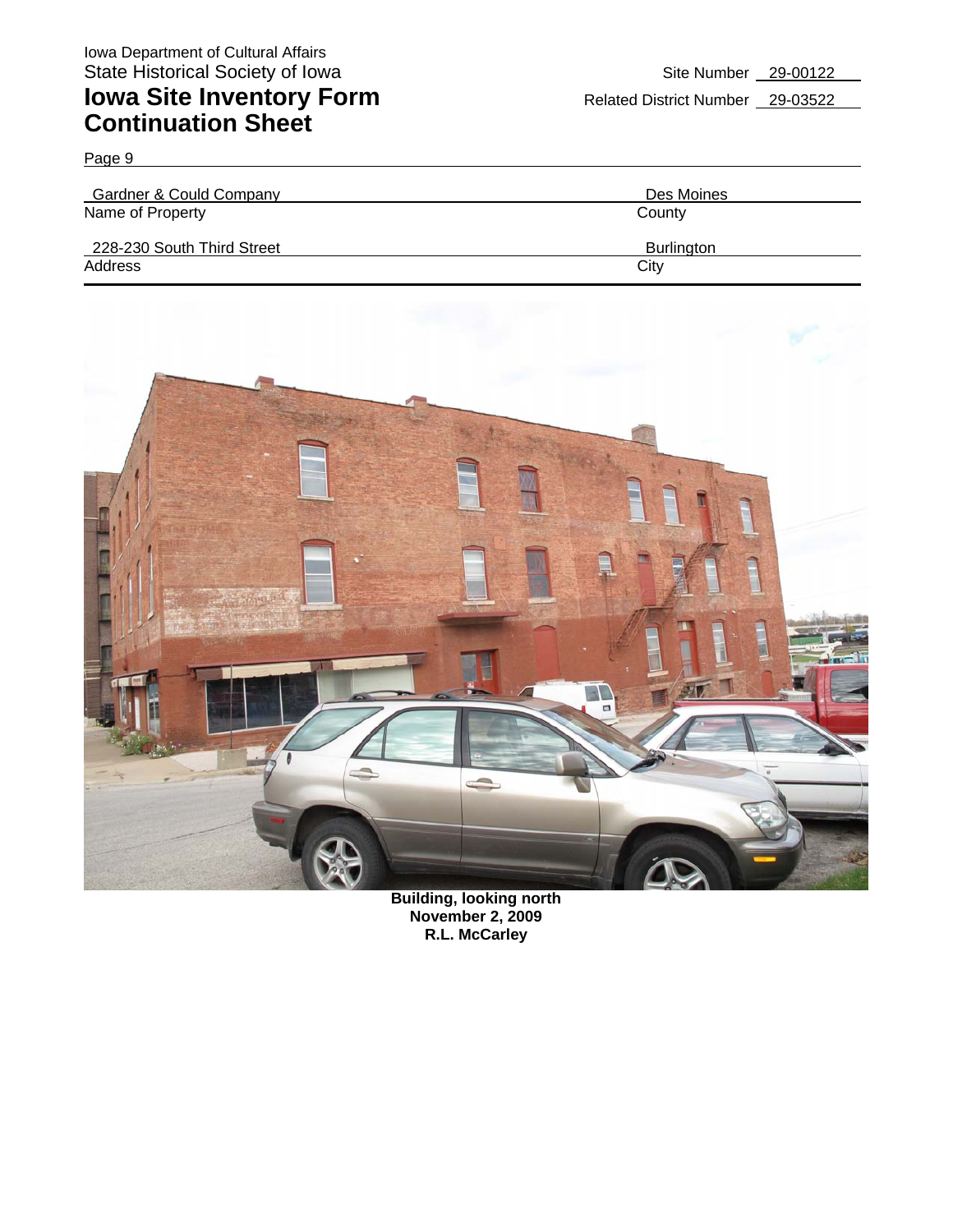Iowa Department of Cultural Affairs
State Historical Society of Iowa

# Iowa Site Inventory Form Continuation Sheet

Site Number 29-00122

Related District Number 29-03522

Page 9

| | |
|---|---|
| Gardner & Could Company | Des Moines |
| Name of Property | County |
| 228-230 South Third Street | Burlington |
| Address | City |

**Building, looking north**
**November 2, 2009**
**R.L. McCarley**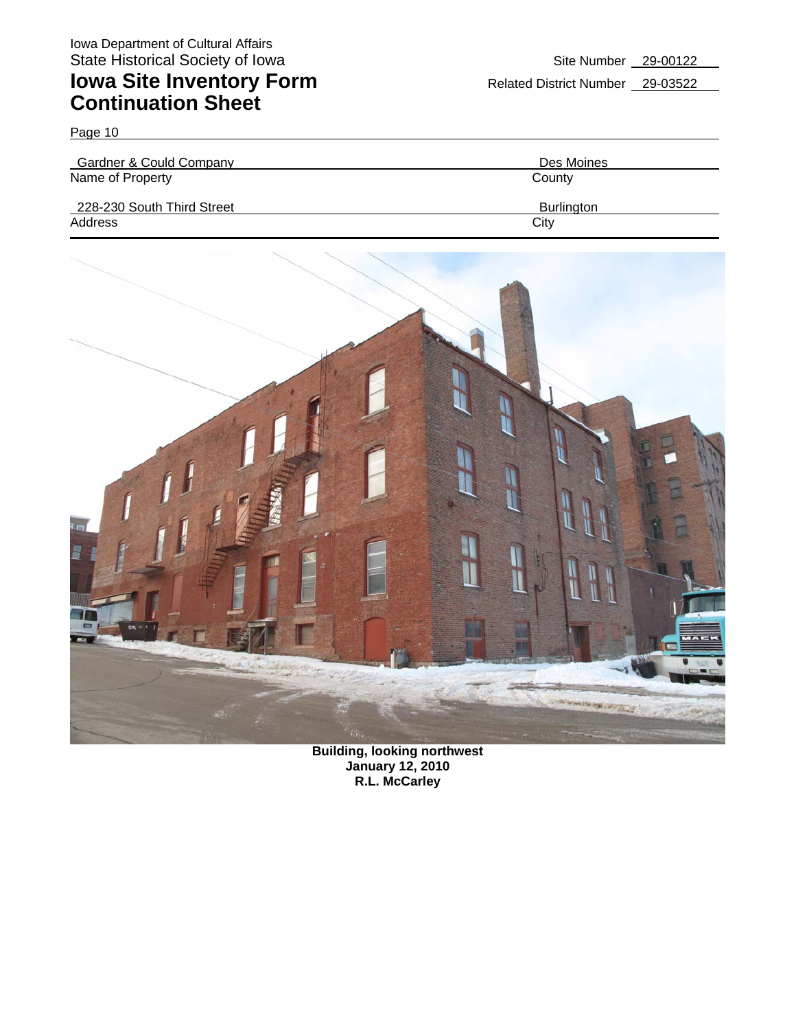Iowa Department of Cultural Affairs
State Historical Society of Iowa

# Iowa Site Inventory Form
# Continuation Sheet

Site Number 29-00122

Related District Number 29-03522

Page 10

| | |
|---|---|
| Gardner & Could Company | Des Moines |
| Name of Property | County |
| 228-230 South Third Street | Burlington |
| Address | City |

**Building, looking northwest**
**January 12, 2010**
**R.L. McCarley**